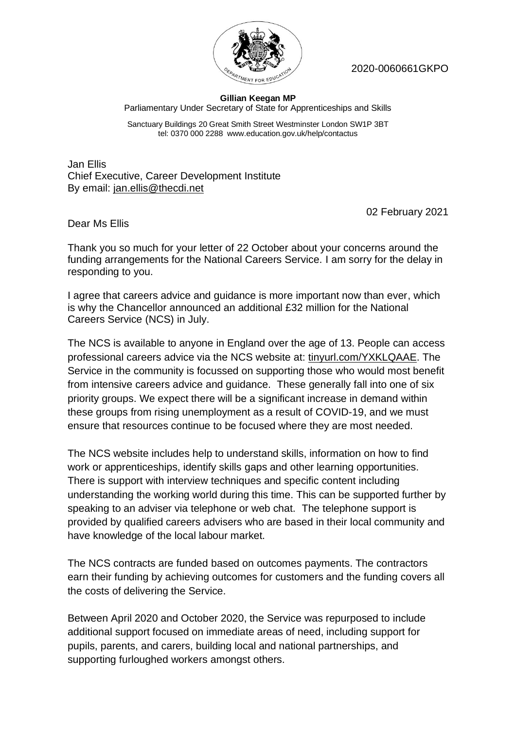2020-0060661GKPO

**Gillian Keegan MP**
Parliamentary Under Secretary of State for Apprenticeships and Skills

Sanctuary Buildings 20 Great Smith Street Westminster London SW1P 3BT
tel: 0370 000 2288 www.education.gov.uk/help/contactus

Jan Ellis
Chief Executive, Career Development Institute
By email: jan.ellis@thecdi.net

02 February 2021

Dear Ms Ellis

Thank you so much for your letter of 22 October about your concerns around the funding arrangements for the National Careers Service. I am sorry for the delay in responding to you.

I agree that careers advice and guidance is more important now than ever, which is why the Chancellor announced an additional £32 million for the National Careers Service (NCS) in July.

The NCS is available to anyone in England over the age of 13. People can access professional careers advice via the NCS website at: tinyurl.com/YXKLQAAE. The Service in the community is focussed on supporting those who would most benefit from intensive careers advice and guidance. These generally fall into one of six priority groups. We expect there will be a significant increase in demand within these groups from rising unemployment as a result of COVID-19, and we must ensure that resources continue to be focused where they are most needed.

The NCS website includes help to understand skills, information on how to find work or apprenticeships, identify skills gaps and other learning opportunities. There is support with interview techniques and specific content including understanding the working world during this time. This can be supported further by speaking to an adviser via telephone or web chat. The telephone support is provided by qualified careers advisers who are based in their local community and have knowledge of the local labour market.

The NCS contracts are funded based on outcomes payments. The contractors earn their funding by achieving outcomes for customers and the funding covers all the costs of delivering the Service.

Between April 2020 and October 2020, the Service was repurposed to include additional support focused on immediate areas of need, including support for pupils, parents, and carers, building local and national partnerships, and supporting furloughed workers amongst others.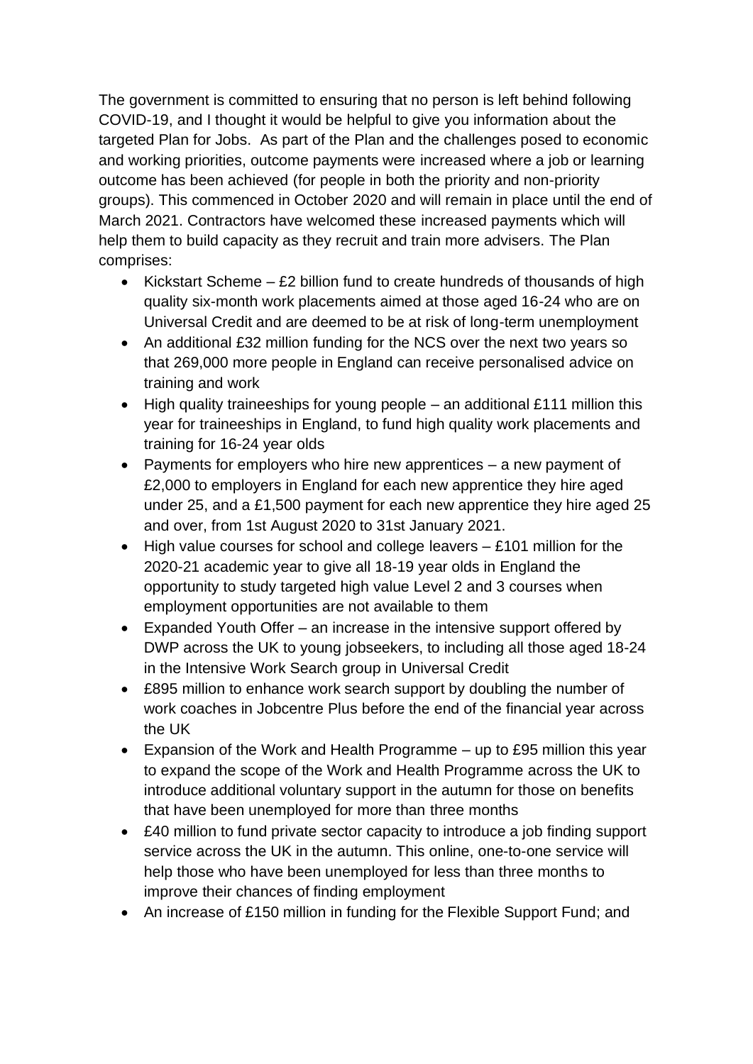The government is committed to ensuring that no person is left behind following COVID-19, and I thought it would be helpful to give you information about the targeted Plan for Jobs. As part of the Plan and the challenges posed to economic and working priorities, outcome payments were increased where a job or learning outcome has been achieved (for people in both the priority and non-priority groups). This commenced in October 2020 and will remain in place until the end of March 2021. Contractors have welcomed these increased payments which will help them to build capacity as they recruit and train more advisers. The Plan comprises:

- Kickstart Scheme – £2 billion fund to create hundreds of thousands of high quality six-month work placements aimed at those aged 16-24 who are on Universal Credit and are deemed to be at risk of long-term unemployment
- An additional £32 million funding for the NCS over the next two years so that 269,000 more people in England can receive personalised advice on training and work
- High quality traineeships for young people – an additional £111 million this year for traineeships in England, to fund high quality work placements and training for 16-24 year olds
- Payments for employers who hire new apprentices – a new payment of £2,000 to employers in England for each new apprentice they hire aged under 25, and a £1,500 payment for each new apprentice they hire aged 25 and over, from 1st August 2020 to 31st January 2021.
- High value courses for school and college leavers – £101 million for the 2020-21 academic year to give all 18-19 year olds in England the opportunity to study targeted high value Level 2 and 3 courses when employment opportunities are not available to them
- Expanded Youth Offer – an increase in the intensive support offered by DWP across the UK to young jobseekers, to including all those aged 18-24 in the Intensive Work Search group in Universal Credit
- £895 million to enhance work search support by doubling the number of work coaches in Jobcentre Plus before the end of the financial year across the UK
- Expansion of the Work and Health Programme – up to £95 million this year to expand the scope of the Work and Health Programme across the UK to introduce additional voluntary support in the autumn for those on benefits that have been unemployed for more than three months
- £40 million to fund private sector capacity to introduce a job finding support service across the UK in the autumn. This online, one-to-one service will help those who have been unemployed for less than three months to improve their chances of finding employment
- An increase of £150 million in funding for the Flexible Support Fund; and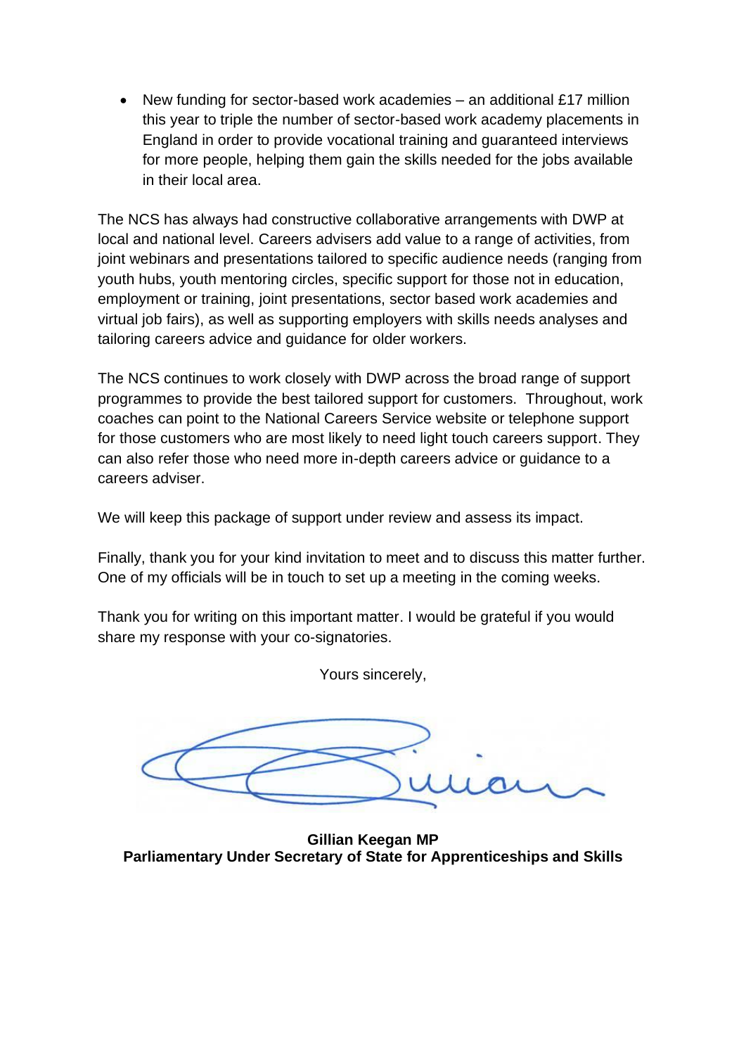- New funding for sector-based work academies – an additional £17 million this year to triple the number of sector-based work academy placements in England in order to provide vocational training and guaranteed interviews for more people, helping them gain the skills needed for the jobs available in their local area.

The NCS has always had constructive collaborative arrangements with DWP at local and national level. Careers advisers add value to a range of activities, from joint webinars and presentations tailored to specific audience needs (ranging from youth hubs, youth mentoring circles, specific support for those not in education, employment or training, joint presentations, sector based work academies and virtual job fairs), as well as supporting employers with skills needs analyses and tailoring careers advice and guidance for older workers.

The NCS continues to work closely with DWP across the broad range of support programmes to provide the best tailored support for customers. Throughout, work coaches can point to the National Careers Service website or telephone support for those customers who are most likely to need light touch careers support. They can also refer those who need more in-depth careers advice or guidance to a careers adviser.

We will keep this package of support under review and assess its impact.

Finally, thank you for your kind invitation to meet and to discuss this matter further. One of my officials will be in touch to set up a meeting in the coming weeks.

Thank you for writing on this important matter. I would be grateful if you would share my response with your co-signatories.

Yours sincerely,

Gillian

**Gillian Keegan MP**
**Parliamentary Under Secretary of State for Apprenticeships and Skills**